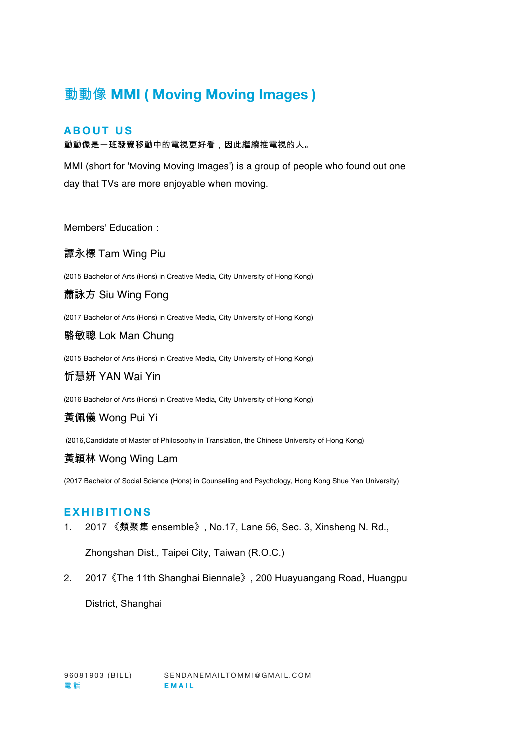# 動動像 MMI ( Moving Moving Images )

## ABOUT US

動動像是一班發覺移動中的電視更好看，因此繼續推電視的人。

MMI (short for 'Moving Moving Images') is a group of people who found out one day that TVs are more enjoyable when moving.

Members' Education：

譚永標 Tam Wing Piu

(2015 Bachelor of Arts (Hons) in Creative Media, City University of Hong Kong)

蕭詠方 Siu Wing Fong

(2017 Bachelor of Arts (Hons) in Creative Media, City University of Hong Kong)

駱敏聰 Lok Man Chung

(2015 Bachelor of Arts (Hons) in Creative Media, City University of Hong Kong)

忻慧妍 YAN Wai Yin

(2016 Bachelor of Arts (Hons) in Creative Media, City University of Hong Kong)

黃佩儀 Wong Pui Yi

(2016,Candidate of Master of Philosophy in Translation, the Chinese University of Hong Kong)

黃穎林 Wong Wing Lam

(2017 Bachelor of Social Science (Hons) in Counselling and Psychology, Hong Kong Shue Yan University)

## EXHIBITIONS

1. 2017 《類聚集 ensemble》, No.17, Lane 56, Sec. 3, Xinsheng N. Rd., Zhongshan Dist., Taipei City, Taiwan (R.O.C.)
2. 2017《The 11th Shanghai Biennale》, 200 Huayuangang Road, Huangpu District, Shanghai

96081903 (BILL)
電話

SENDANEMAILTOMMI@GMAIL.COM
EMAIL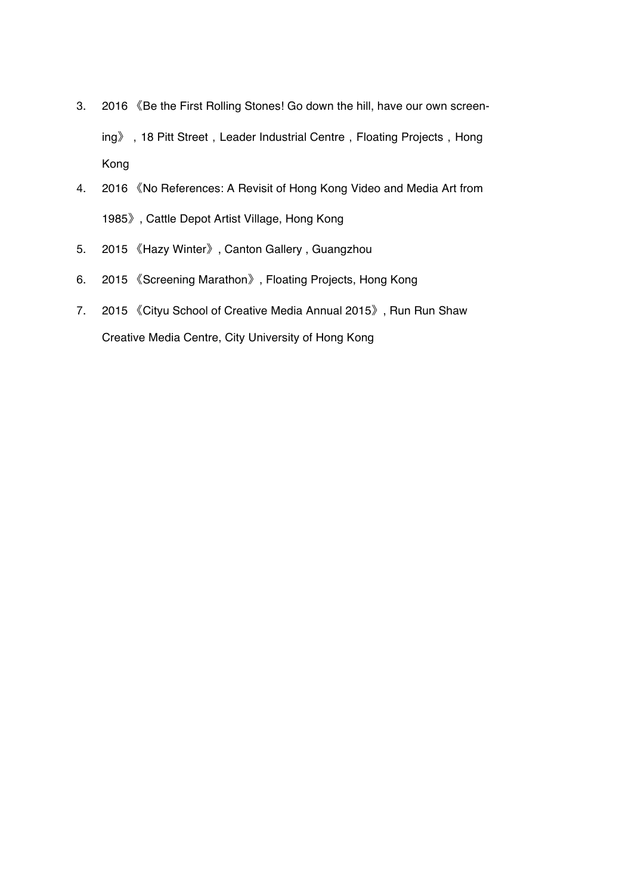3. 2016 《Be the First Rolling Stones! Go down the hill, have our own screening》，18 Pitt Street，Leader Industrial Centre，Floating Projects，Hong Kong
4. 2016 《No References: A Revisit of Hong Kong Video and Media Art from 1985》, Cattle Depot Artist Village, Hong Kong
5. 2015 《Hazy Winter》, Canton Gallery , Guangzhou
6. 2015 《Screening Marathon》, Floating Projects, Hong Kong
7. 2015 《Cityu School of Creative Media Annual 2015》, Run Run Shaw Creative Media Centre, City University of Hong Kong